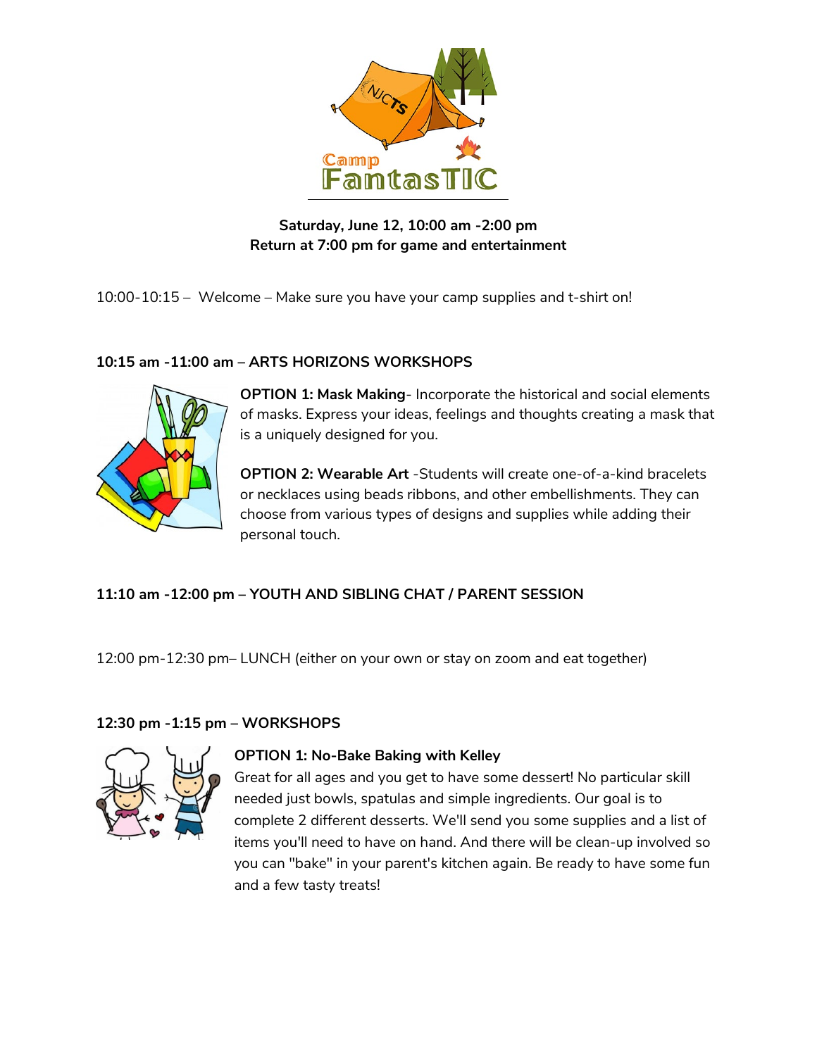# Camp FantasTIC

**Saturday, June 12, 10:00 am -2:00 pm**
**Return at 7:00 pm for game and entertainment**

10:00-10:15 – Welcome – Make sure you have your camp supplies and t-shirt on!

**10:15 am -11:00 am – ARTS HORIZONS WORKSHOPS**

**OPTION 1: Mask Making**- Incorporate the historical and social elements of masks. Express your ideas, feelings and thoughts creating a mask that is a uniquely designed for you.

**OPTION 2: Wearable Art** -Students will create one-of-a-kind bracelets or necklaces using beads ribbons, and other embellishments. They can choose from various types of designs and supplies while adding their personal touch.

**11:10 am -12:00 pm – YOUTH AND SIBLING CHAT / PARENT SESSION**

12:00 pm-12:30 pm– LUNCH (either on your own or stay on zoom and eat together)

**12:30 pm -1:15 pm – WORKSHOPS**

**OPTION 1: No-Bake Baking with Kelley**
Great for all ages and you get to have some dessert! No particular skill needed just bowls, spatulas and simple ingredients. Our goal is to complete 2 different desserts. We'll send you some supplies and a list of items you'll need to have on hand. And there will be clean-up involved so you can "bake" in your parent's kitchen again. Be ready to have some fun and a few tasty treats!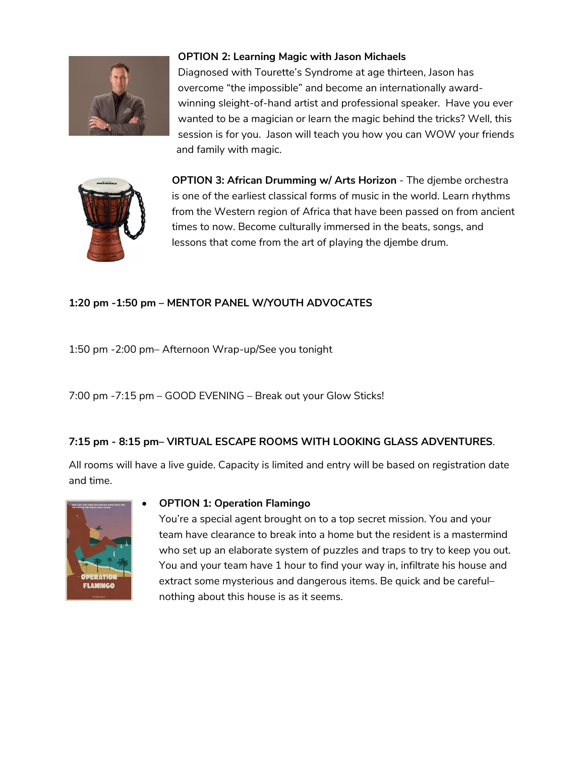**OPTION 2: Learning Magic with Jason Michaels**
Diagnosed with Tourette's Syndrome at age thirteen, Jason has overcome "the impossible" and become an internationally award-winning sleight-of-hand artist and professional speaker. Have you ever wanted to be a magician or learn the magic behind the tricks? Well, this session is for you. Jason will teach you how you can WOW your friends and family with magic.

**OPTION 3: African Drumming w/ Arts Horizon** - The djembe orchestra is one of the earliest classical forms of music in the world. Learn rhythms from the Western region of Africa that have been passed on from ancient times to now. Become culturally immersed in the beats, songs, and lessons that come from the art of playing the djembe drum.

**1:20 pm -1:50 pm – MENTOR PANEL W/YOUTH ADVOCATES**

1:50 pm -2:00 pm– Afternoon Wrap-up/See you tonight

7:00 pm -7:15 pm – GOOD EVENING – Break out your Glow Sticks!

**7:15 pm - 8:15 pm– VIRTUAL ESCAPE ROOMS WITH LOOKING GLASS ADVENTURES**.

All rooms will have a live guide. Capacity is limited and entry will be based on registration date and time.

- **OPTION 1: Operation Flamingo**
  You're a special agent brought on to a top secret mission. You and your team have clearance to break into a home but the resident is a mastermind who set up an elaborate system of puzzles and traps to try to keep you out. You and your team have 1 hour to find your way in, infiltrate his house and extract some mysterious and dangerous items. Be quick and be careful– nothing about this house is as it seems.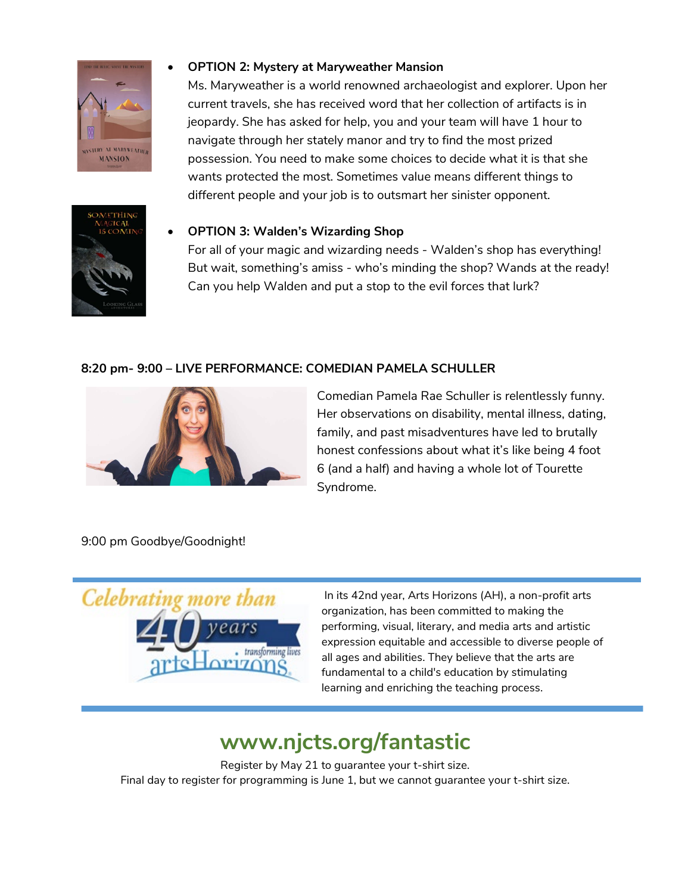- **OPTION 2: Mystery at Maryweather Mansion**
  Ms. Maryweather is a world renowned archaeologist and explorer. Upon her current travels, she has received word that her collection of artifacts is in jeopardy. She has asked for help, you and your team will have 1 hour to navigate through her stately manor and try to find the most prized possession. You need to make some choices to decide what it is that she wants protected the most. Sometimes value means different things to different people and your job is to outsmart her sinister opponent.

- **OPTION 3: Walden's Wizarding Shop**
  For all of your magic and wizarding needs - Walden's shop has everything! But wait, something's amiss - who's minding the shop? Wands at the ready! Can you help Walden and put a stop to the evil forces that lurk?

**8:20 pm- 9:00 – LIVE PERFORMANCE: COMEDIAN PAMELA SCHULLER**

Comedian Pamela Rae Schuller is relentlessly funny. Her observations on disability, mental illness, dating, family, and past misadventures have led to brutally honest confessions about what it's like being 4 foot 6 (and a half) and having a whole lot of Tourette Syndrome.

9:00 pm Goodbye/Goodnight!

Celebrating more than 40 years — artsHorizons — transforming lives

In its 42nd year, Arts Horizons (AH), a non-profit arts organization, has been committed to making the performing, visual, literary, and media arts and artistic expression equitable and accessible to diverse people of all ages and abilities. They believe that the arts are fundamental to a child's education by stimulating learning and enriching the teaching process.

## www.njcts.org/fantastic

Register by May 21 to guarantee your t-shirt size.
Final day to register for programming is June 1, but we cannot guarantee your t-shirt size.